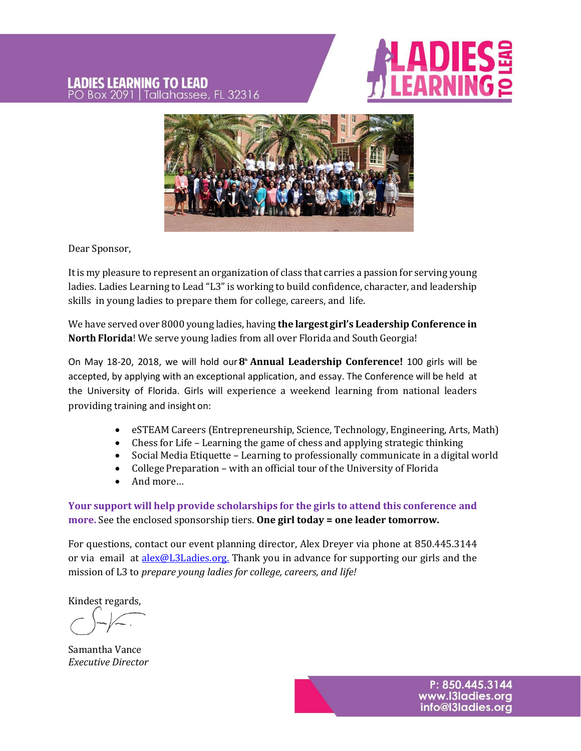**LADIES LEARNING TO LEAD**
PO Box 2091 | Tallahassee, FL 32316

Dear Sponsor,

It is my pleasure to represent an organization of class that carries a passion for serving young ladies. Ladies Learning to Lead "L3" is working to build confidence, character, and leadership skills in young ladies to prepare them for college, careers, and life.

We have served over 8000 young ladies, having **the largest girl's Leadership Conference in North Florida**! We serve young ladies from all over Florida and South Georgia!

On May 18-20, 2018, we will hold our **8th Annual Leadership Conference!** 100 girls will be accepted, by applying with an exceptional application, and essay. The Conference will be held at the University of Florida. Girls will experience a weekend learning from national leaders providing training and insight on:

- eSTEAM Careers (Entrepreneurship, Science, Technology, Engineering, Arts, Math)
- Chess for Life – Learning the game of chess and applying strategic thinking
- Social Media Etiquette – Learning to professionally communicate in a digital world
- College Preparation – with an official tour of the University of Florida
- And more…

**Your support will help provide scholarships for the girls to attend this conference and more.** See the enclosed sponsorship tiers. **One girl today = one leader tomorrow.**

For questions, contact our event planning director, Alex Dreyer via phone at 850.445.3144 or via email at alex@L3Ladies.org. Thank you in advance for supporting our girls and the mission of L3 to *prepare young ladies for college, careers, and life!*

Kindest regards,

Samantha Vance
*Executive Director*

P: 850.445.3144
www.l3ladies.org
info@l3ladies.org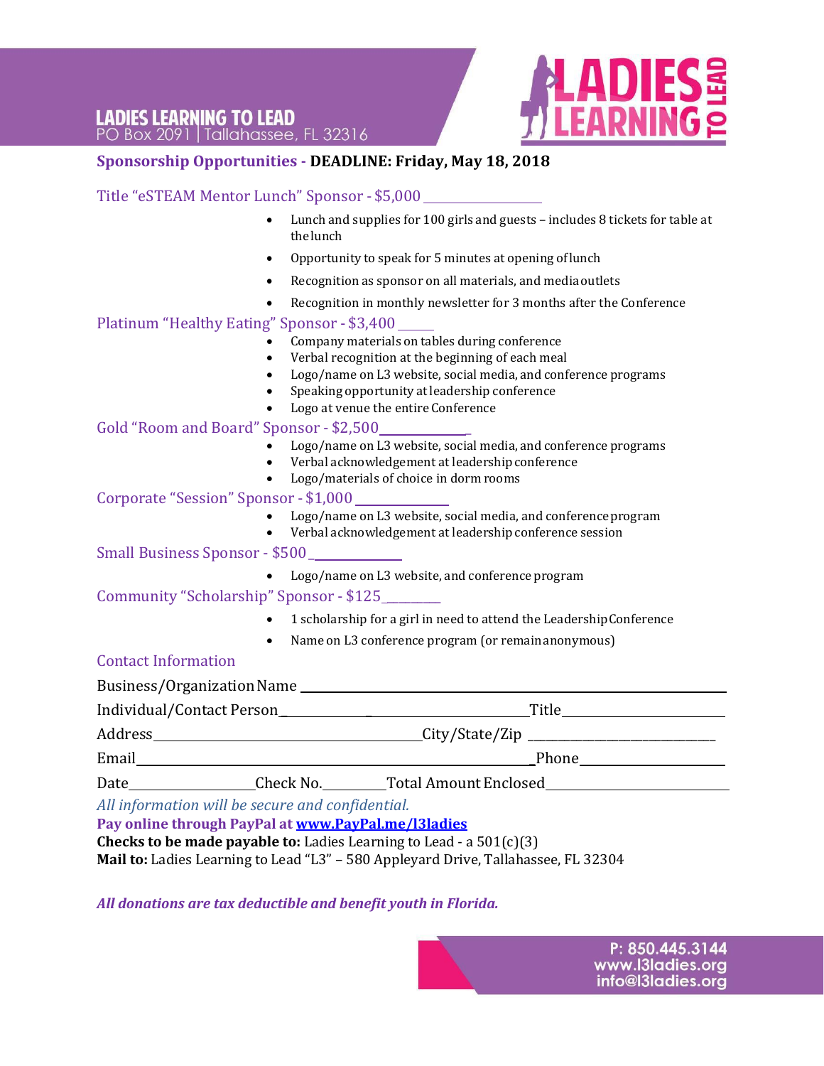LADIES LEARNING TO LEAD
PO Box 2091 | Tallahassee, FL 32316

LADIES LEARNING TO LEAD

## Sponsorship Opportunities - DEADLINE: Friday, May 18, 2018

### Title "eSTEAM Mentor Lunch" Sponsor - $5,000 ________________

- Lunch and supplies for 100 girls and guests – includes 8 tickets for table at the lunch
- Opportunity to speak for 5 minutes at opening of lunch
- Recognition as sponsor on all materials, and media outlets
- Recognition in monthly newsletter for 3 months after the Conference

### Platinum "Healthy Eating" Sponsor - $3,400 _____

- Company materials on tables during conference
- Verbal recognition at the beginning of each meal
- Logo/name on L3 website, social media, and conference programs
- Speaking opportunity at leadership conference
- Logo at venue the entire Conference

### Gold "Room and Board" Sponsor - $2,500____________

- Logo/name on L3 website, social media, and conference programs
- Verbal acknowledgement at leadership conference
- Logo/materials of choice in dorm rooms

### Corporate "Session" Sponsor - $1,000 ____________

- Logo/name on L3 website, social media, and conference program
- Verbal acknowledgement at leadership conference session

### Small Business Sponsor - $500 ____________

- Logo/name on L3 website, and conference program

### Community "Scholarship" Sponsor - $125________

- 1 scholarship for a girl in need to attend the Leadership Conference
- Name on L3 conference program (or remain anonymous)

### Contact Information

Business/Organization Name ______________________________________________

Individual/Contact Person________________________________ Title____________________

Address____________________________________ City/State/Zip ________________________

Email______________________________________________ Phone___________________

Date________________ Check No.________ Total Amount Enclosed______________________

*All information will be secure and confidential.*

**Pay online through PayPal at www.PayPal.me/l3ladies**

**Checks to be made payable to:** Ladies Learning to Lead - a 501(c)(3)

**Mail to:** Ladies Learning to Lead "L3" – 580 Appleyard Drive, Tallahassee, FL 32304

***All donations are tax deductible and benefit youth in Florida.***

P: 850.445.3144
www.l3ladies.org
info@l3ladies.org